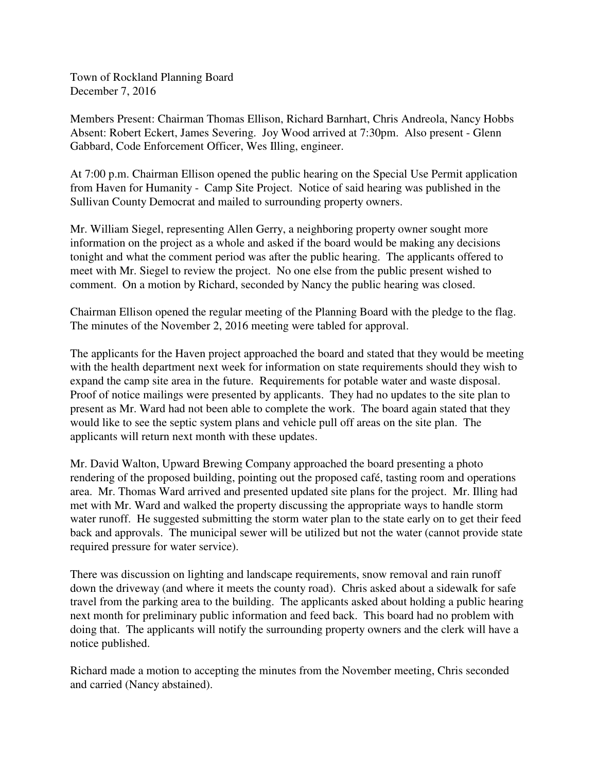Town of Rockland Planning Board
December 7, 2016

Members Present: Chairman Thomas Ellison, Richard Barnhart, Chris Andreola, Nancy Hobbs
Absent: Robert Eckert, James Severing. Joy Wood arrived at 7:30pm. Also present - Glenn Gabbard, Code Enforcement Officer, Wes Illing, engineer.

At 7:00 p.m. Chairman Ellison opened the public hearing on the Special Use Permit application from Haven for Humanity - Camp Site Project. Notice of said hearing was published in the Sullivan County Democrat and mailed to surrounding property owners.

Mr. William Siegel, representing Allen Gerry, a neighboring property owner sought more information on the project as a whole and asked if the board would be making any decisions tonight and what the comment period was after the public hearing. The applicants offered to meet with Mr. Siegel to review the project. No one else from the public present wished to comment. On a motion by Richard, seconded by Nancy the public hearing was closed.

Chairman Ellison opened the regular meeting of the Planning Board with the pledge to the flag. The minutes of the November 2, 2016 meeting were tabled for approval.

The applicants for the Haven project approached the board and stated that they would be meeting with the health department next week for information on state requirements should they wish to expand the camp site area in the future. Requirements for potable water and waste disposal. Proof of notice mailings were presented by applicants. They had no updates to the site plan to present as Mr. Ward had not been able to complete the work. The board again stated that they would like to see the septic system plans and vehicle pull off areas on the site plan. The applicants will return next month with these updates.

Mr. David Walton, Upward Brewing Company approached the board presenting a photo rendering of the proposed building, pointing out the proposed café, tasting room and operations area. Mr. Thomas Ward arrived and presented updated site plans for the project. Mr. Illing had met with Mr. Ward and walked the property discussing the appropriate ways to handle storm water runoff. He suggested submitting the storm water plan to the state early on to get their feed back and approvals. The municipal sewer will be utilized but not the water (cannot provide state required pressure for water service).

There was discussion on lighting and landscape requirements, snow removal and rain runoff down the driveway (and where it meets the county road). Chris asked about a sidewalk for safe travel from the parking area to the building. The applicants asked about holding a public hearing next month for preliminary public information and feed back. This board had no problem with doing that. The applicants will notify the surrounding property owners and the clerk will have a notice published.

Richard made a motion to accepting the minutes from the November meeting, Chris seconded and carried (Nancy abstained).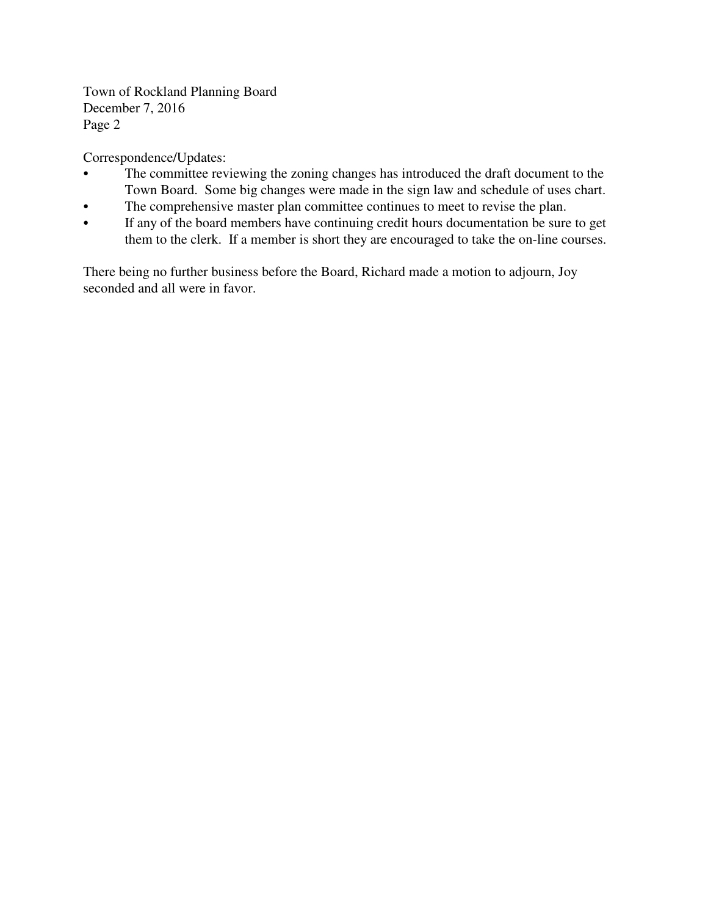Correspondence/Updates:

- The committee reviewing the zoning changes has introduced the draft document to the Town Board. Some big changes were made in the sign law and schedule of uses chart.
- The comprehensive master plan committee continues to meet to revise the plan.
- If any of the board members have continuing credit hours documentation be sure to get them to the clerk. If a member is short they are encouraged to take the on-line courses.

There being no further business before the Board, Richard made a motion to adjourn, Joy seconded and all were in favor.